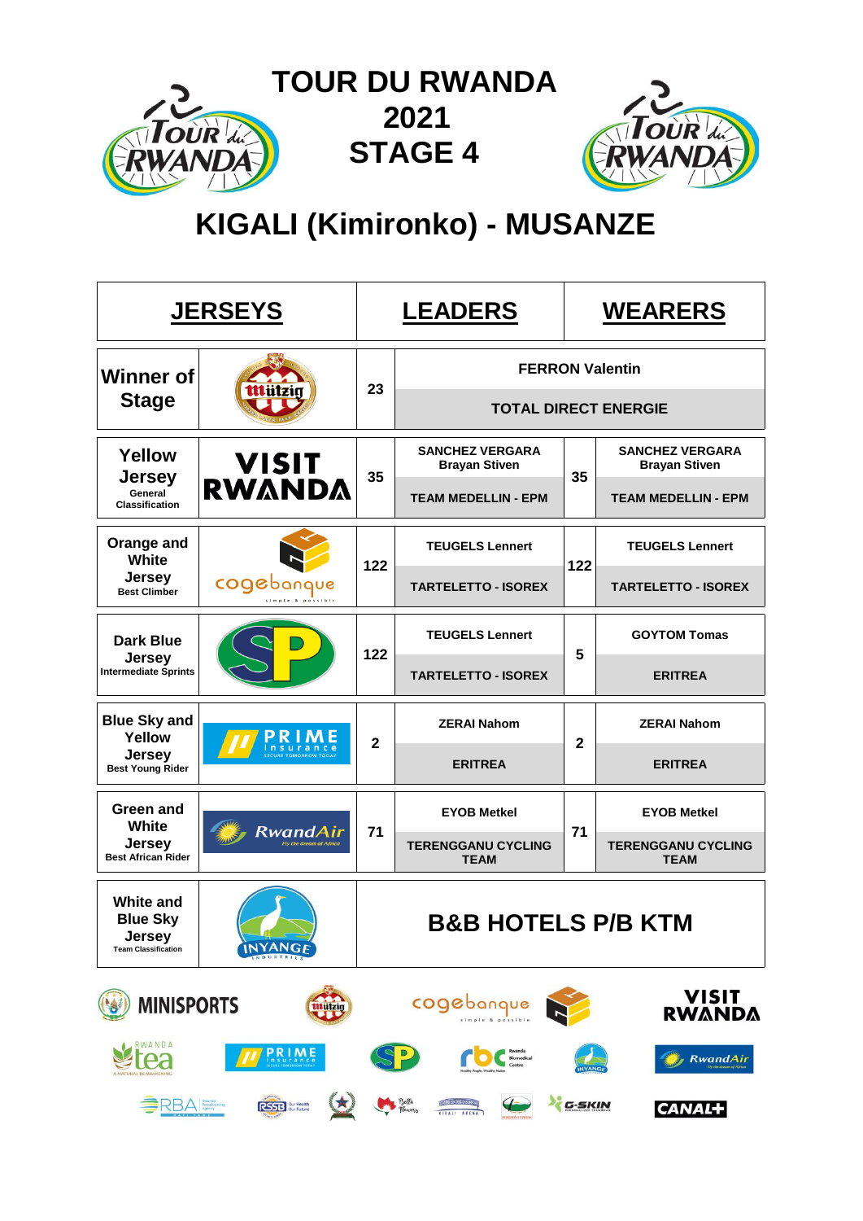# TOUR DU RWANDA 2021 STAGE 4

## KIGALI (Kimironko) - MUSANZE

| JERSEYS | Sponsor | LEADERS | | WEARERS | |
|---|---|---|---|---|---|
| **Winner of Stage** | Mützig | 23 | FERRON Valentin<br>TOTAL DIRECT ENERGIE | | |
| **Yellow Jersey**<br>General Classification | VISIT RWANDA | 35 | SANCHEZ VERGARA Brayan Stiven<br>TEAM MEDELLIN - EPM | 35 | SANCHEZ VERGARA Brayan Stiven<br>TEAM MEDELLIN - EPM |
| **Orange and White Jersey**<br>Best Climber | cogebanque | 122 | TEUGELS Lennert<br>TARTELETTO - ISOREX | 122 | TEUGELS Lennert<br>TARTELETTO - ISOREX |
| **Dark Blue Jersey**<br>Intermediate Sprints | SP | 122 | TEUGELS Lennert<br>TARTELETTO - ISOREX | 5 | GOYTOM Tomas<br>ERITREA |
| **Blue Sky and Yellow Jersey**<br>Best Young Rider | PRIME insurance | 2 | ZERAI Nahom<br>ERITREA | 2 | ZERAI Nahom<br>ERITREA |
| **Green and White Jersey**<br>Best African Rider | RwandAir | 71 | EYOB Metkel<br>TERENGGANU CYCLING TEAM | 71 | EYOB Metkel<br>TERENGGANU CYCLING TEAM |
| **White and Blue Sky Jersey**<br>Team Classification | INYANGE INDUSTRIES | B&B HOTELS P/B KTM | | | |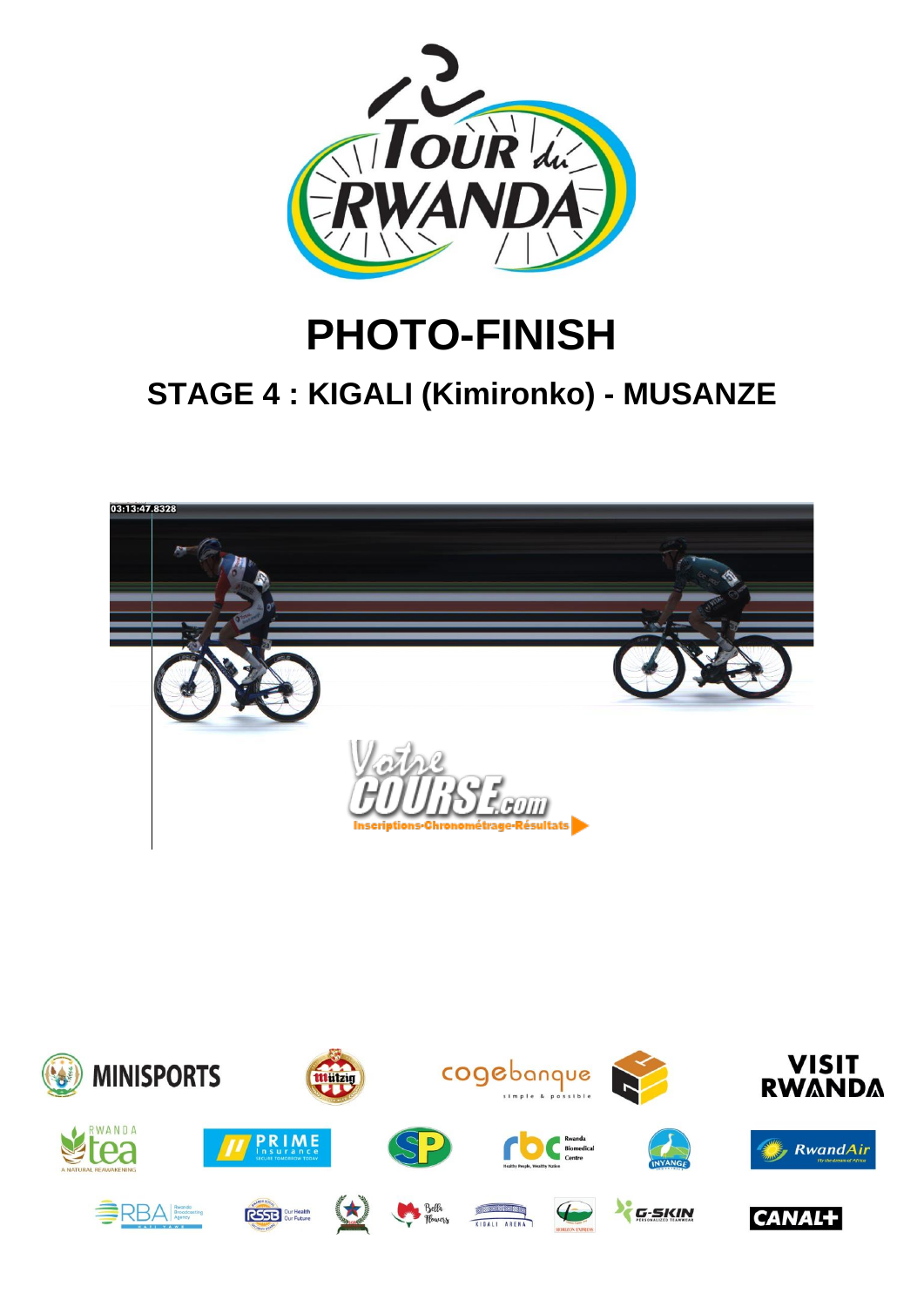# PHOTO-FINISH

## STAGE 4 : KIGALI (Kimironko) - MUSANZE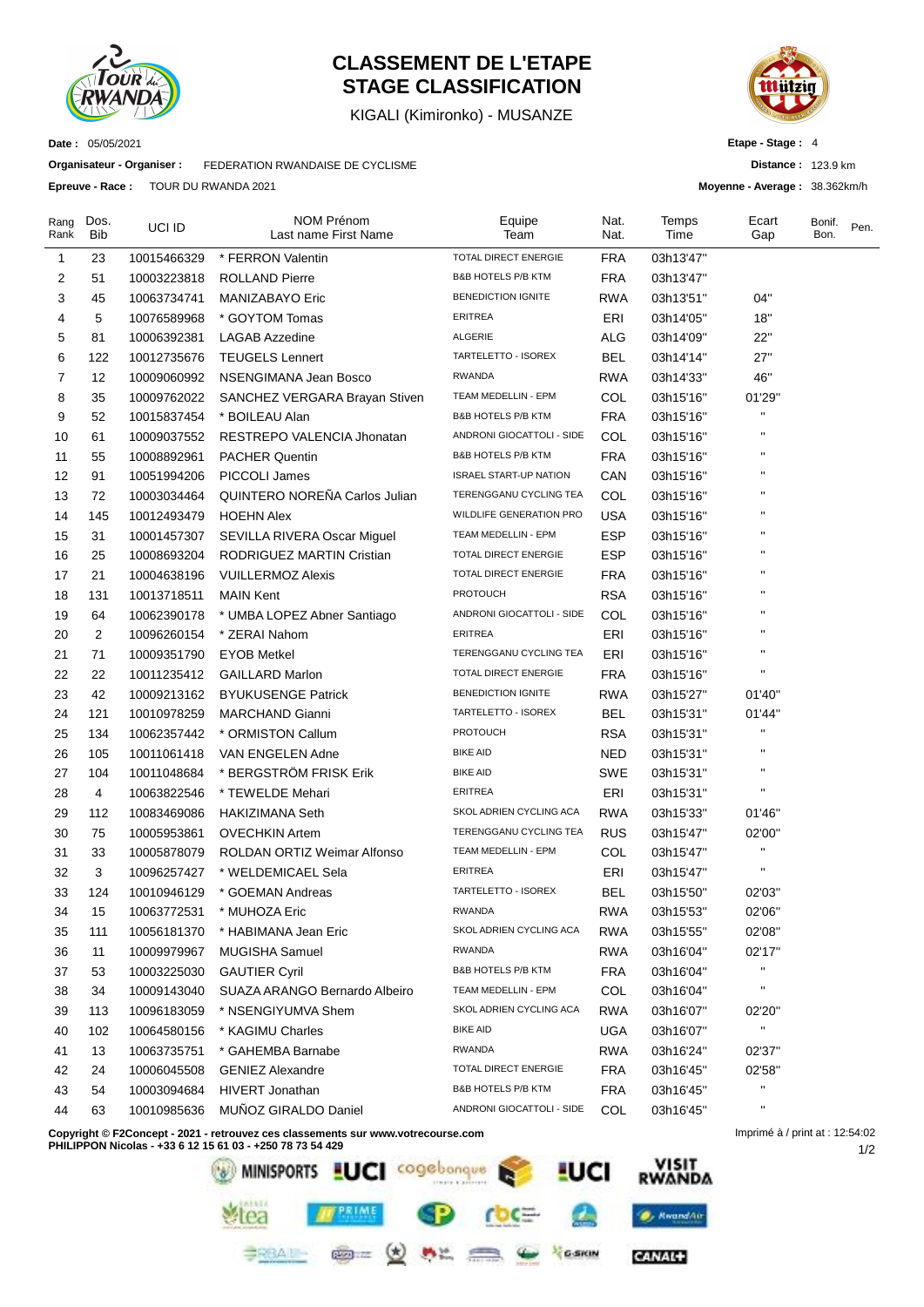# CLASSEMENT DE L'ETAPE
# STAGE CLASSIFICATION

KIGALI (Kimironko) - MUSANZE

**Date :** 05/05/2021

**Organisateur - Organiser :** FEDERATION RWANDAISE DE CYCLISME

**Epreuve - Race :** TOUR DU RWANDA 2021

**Etape - Stage :** 4

**Distance :** 123.9 km

**Moyenne - Average :** 38.362km/h

| Rang Rank | Dos. Bib | UCI ID | NOM Prénom Last name First Name | Equipe Team | Nat. Nat. | Temps Time | Ecart Gap | Bonif. Bon. | Pen. |
|---|---|---|---|---|---|---|---|---|---|
| 1 | 23 | 10015466329 | * FERRON Valentin | TOTAL DIRECT ENERGIE | FRA | 03h13'47'' | | | |
| 2 | 51 | 10003223818 | ROLLAND Pierre | B&B HOTELS P/B KTM | FRA | 03h13'47'' | | | |
| 3 | 45 | 10063734741 | MANIZABAYO Eric | BENEDICTION IGNITE | RWA | 03h13'51'' | 04'' | | |
| 4 | 5 | 10076589968 | * GOYTOM Tomas | ERITREA | ERI | 03h14'05'' | 18'' | | |
| 5 | 81 | 10006392381 | LAGAB Azzedine | ALGERIE | ALG | 03h14'09'' | 22'' | | |
| 6 | 122 | 10012735676 | TEUGELS Lennert | TARTELETTO - ISOREX | BEL | 03h14'14'' | 27'' | | |
| 7 | 12 | 10009060992 | NSENGIMANA Jean Bosco | RWANDA | RWA | 03h14'33'' | 46'' | | |
| 8 | 35 | 10009762022 | SANCHEZ VERGARA Brayan Stiven | TEAM MEDELLIN - EPM | COL | 03h15'16'' | 01'29'' | | |
| 9 | 52 | 10015837454 | * BOILEAU Alan | B&B HOTELS P/B KTM | FRA | 03h15'16'' | '' | | |
| 10 | 61 | 10009037552 | RESTREPO VALENCIA Jhonatan | ANDRONI GIOCATTOLI - SIDE | COL | 03h15'16'' | '' | | |
| 11 | 55 | 10008892961 | PACHER Quentin | B&B HOTELS P/B KTM | FRA | 03h15'16'' | '' | | |
| 12 | 91 | 10051994206 | PICCOLI James | ISRAEL START-UP NATION | CAN | 03h15'16'' | '' | | |
| 13 | 72 | 10003034464 | QUINTERO NOREÑA Carlos Julian | TERENGGANU CYCLING TEA | COL | 03h15'16'' | '' | | |
| 14 | 145 | 10012493479 | HOEHN Alex | WILDLIFE GENERATION PRO | USA | 03h15'16'' | '' | | |
| 15 | 31 | 10001457307 | SEVILLA RIVERA Oscar Miguel | TEAM MEDELLIN - EPM | ESP | 03h15'16'' | '' | | |
| 16 | 25 | 10008693204 | RODRIGUEZ MARTIN Cristian | TOTAL DIRECT ENERGIE | ESP | 03h15'16'' | '' | | |
| 17 | 21 | 10004638196 | VUILLERMOZ Alexis | TOTAL DIRECT ENERGIE | FRA | 03h15'16'' | '' | | |
| 18 | 131 | 10013718511 | MAIN Kent | PROTOUCH | RSA | 03h15'16'' | '' | | |
| 19 | 64 | 10062390178 | * UMBA LOPEZ Abner Santiago | ANDRONI GIOCATTOLI - SIDE | COL | 03h15'16'' | '' | | |
| 20 | 2 | 10096260154 | * ZERAI Nahom | ERITREA | ERI | 03h15'16'' | '' | | |
| 21 | 71 | 10009351790 | EYOB Metkel | TERENGGANU CYCLING TEA | ERI | 03h15'16'' | '' | | |
| 22 | 22 | 10011235412 | GAILLARD Marlon | TOTAL DIRECT ENERGIE | FRA | 03h15'16'' | '' | | |
| 23 | 42 | 10009213162 | BYUKUSENGE Patrick | BENEDICTION IGNITE | RWA | 03h15'27'' | 01'40'' | | |
| 24 | 121 | 10010978259 | MARCHAND Gianni | TARTELETTO - ISOREX | BEL | 03h15'31'' | 01'44'' | | |
| 25 | 134 | 10062357442 | * ORMISTON Callum | PROTOUCH | RSA | 03h15'31'' | '' | | |
| 26 | 105 | 10011061418 | VAN ENGELEN Adne | BIKE AID | NED | 03h15'31'' | '' | | |
| 27 | 104 | 10011048684 | * BERGSTRÖM FRISK Erik | BIKE AID | SWE | 03h15'31'' | '' | | |
| 28 | 4 | 10063822546 | * TEWELDE Mehari | ERITREA | ERI | 03h15'31'' | '' | | |
| 29 | 112 | 10083469086 | HAKIZIMANA Seth | SKOL ADRIEN CYCLING ACA | RWA | 03h15'33'' | 01'46'' | | |
| 30 | 75 | 10005953861 | OVECHKIN Artem | TERENGGANU CYCLING TEA | RUS | 03h15'47'' | 02'00'' | | |
| 31 | 33 | 10005878079 | ROLDAN ORTIZ Weimar Alfonso | TEAM MEDELLIN - EPM | COL | 03h15'47'' | '' | | |
| 32 | 3 | 10096257427 | * WELDEMICAEL Sela | ERITREA | ERI | 03h15'47'' | '' | | |
| 33 | 124 | 10010946129 | * GOEMAN Andreas | TARTELETTO - ISOREX | BEL | 03h15'50'' | 02'03'' | | |
| 34 | 15 | 10063772531 | * MUHOZA Eric | RWANDA | RWA | 03h15'53'' | 02'06'' | | |
| 35 | 111 | 10056181370 | * HABIMANA Jean Eric | SKOL ADRIEN CYCLING ACA | RWA | 03h15'55'' | 02'08'' | | |
| 36 | 11 | 10009979967 | MUGISHA Samuel | RWANDA | RWA | 03h16'04'' | 02'17'' | | |
| 37 | 53 | 10003225030 | GAUTIER Cyril | B&B HOTELS P/B KTM | FRA | 03h16'04'' | '' | | |
| 38 | 34 | 10009143040 | SUAZA ARANGO Bernardo Albeiro | TEAM MEDELLIN - EPM | COL | 03h16'04'' | '' | | |
| 39 | 113 | 10096183059 | * NSENGIYUMVA Shem | SKOL ADRIEN CYCLING ACA | RWA | 03h16'07'' | 02'20'' | | |
| 40 | 102 | 10064580156 | * KAGIMU Charles | BIKE AID | UGA | 03h16'07'' | '' | | |
| 41 | 13 | 10063735751 | * GAHEMBA Barnabe | RWANDA | RWA | 03h16'24'' | 02'37'' | | |
| 42 | 24 | 10006045508 | GENIEZ Alexandre | TOTAL DIRECT ENERGIE | FRA | 03h16'45'' | 02'58'' | | |
| 43 | 54 | 10003094684 | HIVERT Jonathan | B&B HOTELS P/B KTM | FRA | 03h16'45'' | '' | | |
| 44 | 63 | 10010985636 | MUÑOZ GIRALDO Daniel | ANDRONI GIOCATTOLI - SIDE | COL | 03h16'45'' | '' | | |

**Copyright © F2Concept - 2021 - retrouvez ces classements sur www.votrecourse.com**
**PHILIPPON Nicolas - +33 6 12 15 61 03 - +250 78 73 54 429**

Imprimé à / print at : 12:54:02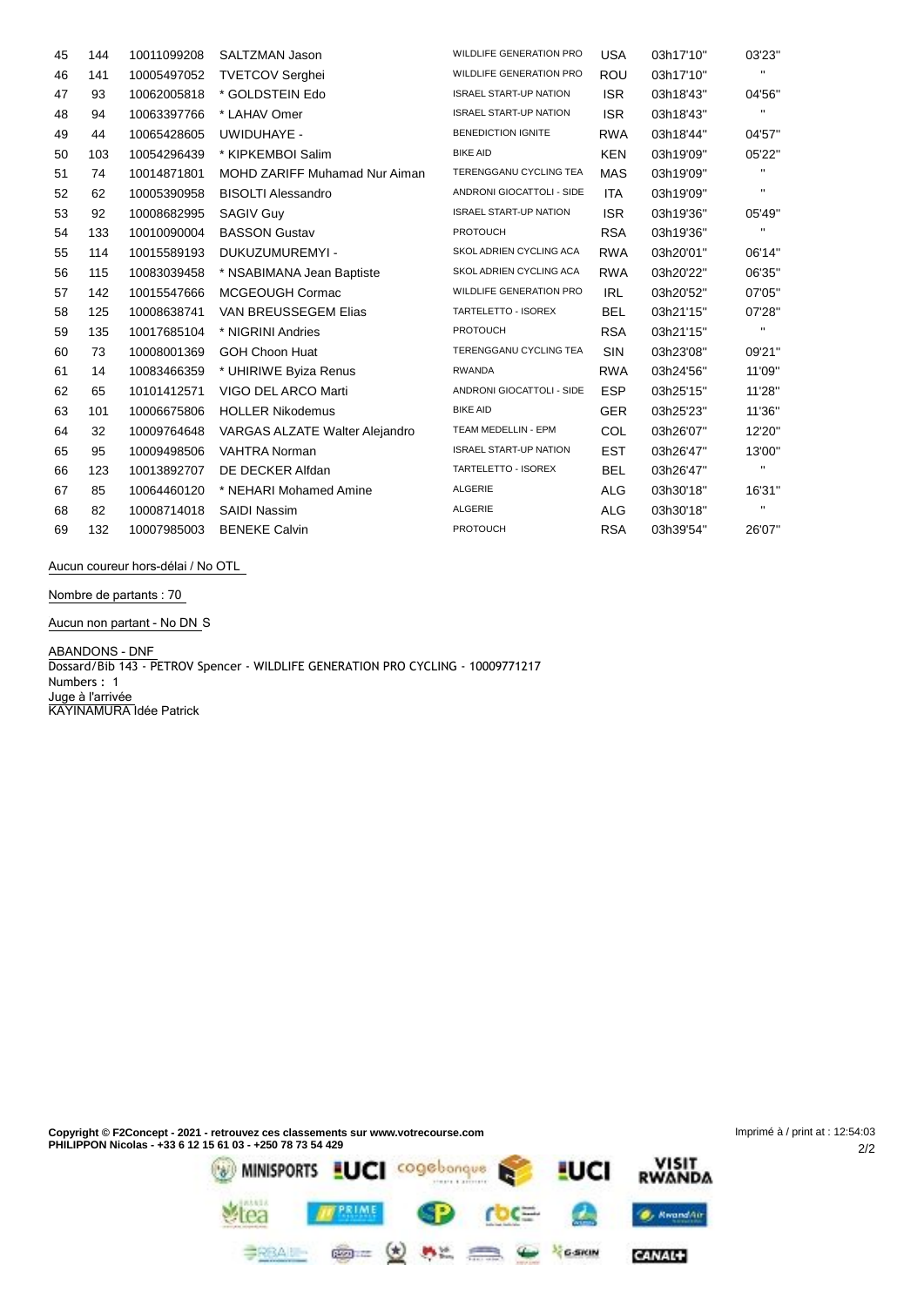| | | | | | | | |
|---|---|---|---|---|---|---|---|
| 45 | 144 | 10011099208 | SALTZMAN Jason | WILDLIFE GENERATION PRO | USA | 03h17'10'' | 03'23'' |
| 46 | 141 | 10005497052 | TVETCOV Serghei | WILDLIFE GENERATION PRO | ROU | 03h17'10'' | '' |
| 47 | 93 | 10062005818 | * GOLDSTEIN Edo | ISRAEL START-UP NATION | ISR | 03h18'43'' | 04'56'' |
| 48 | 94 | 10063397766 | * LAHAV Omer | ISRAEL START-UP NATION | ISR | 03h18'43'' | '' |
| 49 | 44 | 10065428605 | UWIDUHAYE - | BENEDICTION IGNITE | RWA | 03h18'44'' | 04'57'' |
| 50 | 103 | 10054296439 | * KIPKEMBOI Salim | BIKE AID | KEN | 03h19'09'' | 05'22'' |
| 51 | 74 | 10014871801 | MOHD ZARIFF Muhamad Nur Aiman | TERENGGANU CYCLING TEA | MAS | 03h19'09'' | '' |
| 52 | 62 | 10005390958 | BISOLTI Alessandro | ANDRONI GIOCATTOLI - SIDE | ITA | 03h19'09'' | '' |
| 53 | 92 | 10008682995 | SAGIV Guy | ISRAEL START-UP NATION | ISR | 03h19'36'' | 05'49'' |
| 54 | 133 | 10010090004 | BASSON Gustav | PROTOUCH | RSA | 03h19'36'' | '' |
| 55 | 114 | 10015589193 | DUKUZUMUREMYI - | SKOL ADRIEN CYCLING ACA | RWA | 03h20'01'' | 06'14'' |
| 56 | 115 | 10083039458 | * NSABIMANA Jean Baptiste | SKOL ADRIEN CYCLING ACA | RWA | 03h20'22'' | 06'35'' |
| 57 | 142 | 10015547666 | MCGEOUGH Cormac | WILDLIFE GENERATION PRO | IRL | 03h20'52'' | 07'05'' |
| 58 | 125 | 10008638741 | VAN BREUSSEGEM Elias | TARTELETTO - ISOREX | BEL | 03h21'15'' | 07'28'' |
| 59 | 135 | 10017685104 | * NIGRINI Andries | PROTOUCH | RSA | 03h21'15'' | '' |
| 60 | 73 | 10008001369 | GOH Choon Huat | TERENGGANU CYCLING TEA | SIN | 03h23'08'' | 09'21'' |
| 61 | 14 | 10083466359 | * UHIRIWE Byiza Renus | RWANDA | RWA | 03h24'56'' | 11'09'' |
| 62 | 65 | 10101412571 | VIGO DEL ARCO Marti | ANDRONI GIOCATTOLI - SIDE | ESP | 03h25'15'' | 11'28'' |
| 63 | 101 | 10006675806 | HOLLER Nikodemus | BIKE AID | GER | 03h25'23'' | 11'36'' |
| 64 | 32 | 10009764648 | VARGAS ALZATE Walter Alejandro | TEAM MEDELLIN - EPM | COL | 03h26'07'' | 12'20'' |
| 65 | 95 | 10009498506 | VAHTRA Norman | ISRAEL START-UP NATION | EST | 03h26'47'' | 13'00'' |
| 66 | 123 | 10013892707 | DE DECKER Alfdan | TARTELETTO - ISOREX | BEL | 03h26'47'' | '' |
| 67 | 85 | 10064460120 | * NEHARI Mohamed Amine | ALGERIE | ALG | 03h30'18'' | 16'31'' |
| 68 | 82 | 10008714018 | SAIDI Nassim | ALGERIE | ALG | 03h30'18'' | '' |
| 69 | 132 | 10007985003 | BENEKE Calvin | PROTOUCH | RSA | 03h39'54'' | 26'07'' |

Aucun coureur hors-délai / No OTL

Nombre de partants : 70

Aucun non partant - No DN S

ABANDONS - DNF
Dossard/Bib 143 - PETROV Spencer - WILDLIFE GENERATION PRO CYCLING - 10009771217
Numbers : 1
Juge à l'arrivée
KAYINAMURA Idée Patrick

**Copyright © F2Concept - 2021 - retrouvez ces classements sur www.votrecourse.com**
**PHILIPPON Nicolas - +33 6 12 15 61 03 - +250 78 73 54 429**

Imprimé à / print at : 12:54:03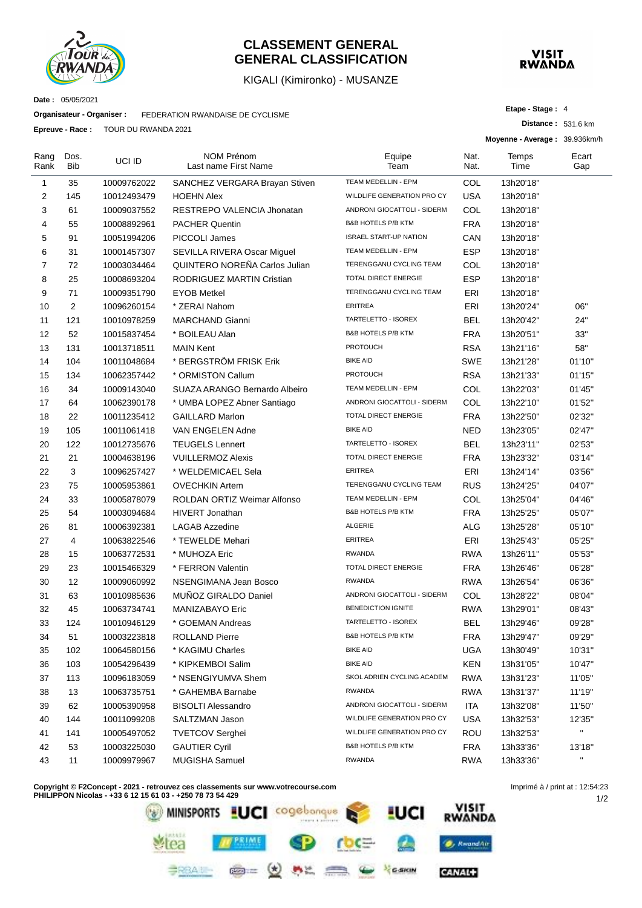# CLASSEMENT GENERAL
# GENERAL CLASSIFICATION

KIGALI (Kimironko) - MUSANZE

**Date :** 05/05/2021

**Organisateur - Organiser :** FEDERATION RWANDAISE DE CYCLISME

**Epreuve - Race :** TOUR DU RWANDA 2021

**Etape - Stage :** 4

**Distance :** 531.6 km

**Moyenne - Average :** 39.936km/h

| Rang Rank | Dos. Bib | UCI ID | NOM Prénom Last name First Name | Equipe Team | Nat. Nat. | Temps Time | Ecart Gap |
|---|---|---|---|---|---|---|---|
| 1 | 35 | 10009762022 | SANCHEZ VERGARA Brayan Stiven | TEAM MEDELLIN - EPM | COL | 13h20'18'' | |
| 2 | 145 | 10012493479 | HOEHN Alex | WILDLIFE GENERATION PRO CY | USA | 13h20'18'' | |
| 3 | 61 | 10009037552 | RESTREPO VALENCIA Jhonatan | ANDRONI GIOCATTOLI - SIDERM | COL | 13h20'18'' | |
| 4 | 55 | 10008892961 | PACHER Quentin | B&B HOTELS P/B KTM | FRA | 13h20'18'' | |
| 5 | 91 | 10051994206 | PICCOLI James | ISRAEL START-UP NATION | CAN | 13h20'18'' | |
| 6 | 31 | 10001457307 | SEVILLA RIVERA Oscar Miguel | TEAM MEDELLIN - EPM | ESP | 13h20'18'' | |
| 7 | 72 | 10003034464 | QUINTERO NOREÑA Carlos Julian | TERENGGANU CYCLING TEAM | COL | 13h20'18'' | |
| 8 | 25 | 10008693204 | RODRIGUEZ MARTIN Cristian | TOTAL DIRECT ENERGIE | ESP | 13h20'18'' | |
| 9 | 71 | 10009351790 | EYOB Metkel | TERENGGANU CYCLING TEAM | ERI | 13h20'18'' | |
| 10 | 2 | 10096260154 | * ZERAI Nahom | ERITREA | ERI | 13h20'24'' | 06'' |
| 11 | 121 | 10010978259 | MARCHAND Gianni | TARTELETTO - ISOREX | BEL | 13h20'42'' | 24'' |
| 12 | 52 | 10015837454 | * BOILEAU Alan | B&B HOTELS P/B KTM | FRA | 13h20'51'' | 33'' |
| 13 | 131 | 10013718511 | MAIN Kent | PROTOUCH | RSA | 13h21'16'' | 58'' |
| 14 | 104 | 10011048684 | * BERGSTRÖM FRISK Erik | BIKE AID | SWE | 13h21'28'' | 01'10'' |
| 15 | 134 | 10062357442 | * ORMISTON Callum | PROTOUCH | RSA | 13h21'33'' | 01'15'' |
| 16 | 34 | 10009143040 | SUAZA ARANGO Bernardo Albeiro | TEAM MEDELLIN - EPM | COL | 13h22'03'' | 01'45'' |
| 17 | 64 | 10062390178 | * UMBA LOPEZ Abner Santiago | ANDRONI GIOCATTOLI - SIDERM | COL | 13h22'10'' | 01'52'' |
| 18 | 22 | 10011235412 | GAILLARD Marlon | TOTAL DIRECT ENERGIE | FRA | 13h22'50'' | 02'32'' |
| 19 | 105 | 10011061418 | VAN ENGELEN Adne | BIKE AID | NED | 13h23'05'' | 02'47'' |
| 20 | 122 | 10012735676 | TEUGELS Lennert | TARTELETTO - ISOREX | BEL | 13h23'11'' | 02'53'' |
| 21 | 21 | 10004638196 | VUILLERMOZ Alexis | TOTAL DIRECT ENERGIE | FRA | 13h23'32'' | 03'14'' |
| 22 | 3 | 10096257427 | * WELDEMICAEL Sela | ERITREA | ERI | 13h24'14'' | 03'56'' |
| 23 | 75 | 10005953861 | OVECHKIN Artem | TERENGGANU CYCLING TEAM | RUS | 13h24'25'' | 04'07'' |
| 24 | 33 | 10005878079 | ROLDAN ORTIZ Weimar Alfonso | TEAM MEDELLIN - EPM | COL | 13h25'04'' | 04'46'' |
| 25 | 54 | 10003094684 | HIVERT Jonathan | B&B HOTELS P/B KTM | FRA | 13h25'25'' | 05'07'' |
| 26 | 81 | 10006392381 | LAGAB Azzedine | ALGERIE | ALG | 13h25'28'' | 05'10'' |
| 27 | 4 | 10063822546 | * TEWELDE Mehari | ERITREA | ERI | 13h25'43'' | 05'25'' |
| 28 | 15 | 10063772531 | * MUHOZA Eric | RWANDA | RWA | 13h26'11'' | 05'53'' |
| 29 | 23 | 10015466329 | * FERRON Valentin | TOTAL DIRECT ENERGIE | FRA | 13h26'46'' | 06'28'' |
| 30 | 12 | 10009060992 | NSENGIMANA Jean Bosco | RWANDA | RWA | 13h26'54'' | 06'36'' |
| 31 | 63 | 10010985636 | MUÑOZ GIRALDO Daniel | ANDRONI GIOCATTOLI - SIDERM | COL | 13h28'22'' | 08'04'' |
| 32 | 45 | 10063734741 | MANIZABAYO Eric | BENEDICTION IGNITE | RWA | 13h29'01'' | 08'43'' |
| 33 | 124 | 10010946129 | * GOEMAN Andreas | TARTELETTO - ISOREX | BEL | 13h29'46'' | 09'28'' |
| 34 | 51 | 10003223818 | ROLLAND Pierre | B&B HOTELS P/B KTM | FRA | 13h29'47'' | 09'29'' |
| 35 | 102 | 10064580156 | * KAGIMU Charles | BIKE AID | UGA | 13h30'49'' | 10'31'' |
| 36 | 103 | 10054296439 | * KIPKEMBOI Salim | BIKE AID | KEN | 13h31'05'' | 10'47'' |
| 37 | 113 | 10096183059 | * NSENGIYUMVA Shem | SKOL ADRIEN CYCLING ACADEM | RWA | 13h31'23'' | 11'05'' |
| 38 | 13 | 10063735751 | * GAHEMBA Barnabe | RWANDA | RWA | 13h31'37'' | 11'19'' |
| 39 | 62 | 10005390958 | BISOLTI Alessandro | ANDRONI GIOCATTOLI - SIDERM | ITA | 13h32'08'' | 11'50'' |
| 40 | 144 | 10011099208 | SALTZMAN Jason | WILDLIFE GENERATION PRO CY | USA | 13h32'53'' | 12'35'' |
| 41 | 141 | 10005497052 | TVETCOV Serghei | WILDLIFE GENERATION PRO CY | ROU | 13h32'53'' | '' |
| 42 | 53 | 10003225030 | GAUTIER Cyril | B&B HOTELS P/B KTM | FRA | 13h33'36'' | 13'18'' |
| 43 | 11 | 10009979967 | MUGISHA Samuel | RWANDA | RWA | 13h33'36'' | '' |

**Copyright © F2Concept - 2021 - retrouvez ces classements sur www.votrecourse.com**
**PHILIPPON Nicolas - +33 6 12 15 61 03 - +250 78 73 54 429**

Imprimé à / print at : 12:54:23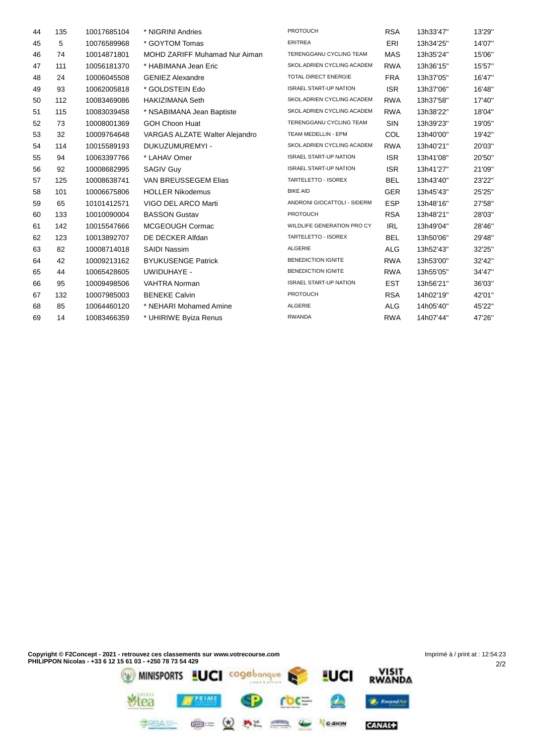| | | | | | | | |
|---|---|---|---|---|---|---|---|
| 44 | 135 | 10017685104 | * NIGRINI Andries | PROTOUCH | RSA | 13h33'47'' | 13'29'' |
| 45 | 5 | 10076589968 | * GOYTOM Tomas | ERITREA | ERI | 13h34'25'' | 14'07'' |
| 46 | 74 | 10014871801 | MOHD ZARIFF Muhamad Nur Aiman | TERENGGANU CYCLING TEAM | MAS | 13h35'24'' | 15'06'' |
| 47 | 111 | 10056181370 | * HABIMANA Jean Eric | SKOL ADRIEN CYCLING ACADEM | RWA | 13h36'15'' | 15'57'' |
| 48 | 24 | 10006045508 | GENIEZ Alexandre | TOTAL DIRECT ENERGIE | FRA | 13h37'05'' | 16'47'' |
| 49 | 93 | 10062005818 | * GOLDSTEIN Edo | ISRAEL START-UP NATION | ISR | 13h37'06'' | 16'48'' |
| 50 | 112 | 10083469086 | HAKIZIMANA Seth | SKOL ADRIEN CYCLING ACADEM | RWA | 13h37'58'' | 17'40'' |
| 51 | 115 | 10083039458 | * NSABIMANA Jean Baptiste | SKOL ADRIEN CYCLING ACADEM | RWA | 13h38'22'' | 18'04'' |
| 52 | 73 | 10008001369 | GOH Choon Huat | TERENGGANU CYCLING TEAM | SIN | 13h39'23'' | 19'05'' |
| 53 | 32 | 10009764648 | VARGAS ALZATE Walter Alejandro | TEAM MEDELLIN - EPM | COL | 13h40'00'' | 19'42'' |
| 54 | 114 | 10015589193 | DUKUZUMUREMYI - | SKOL ADRIEN CYCLING ACADEM | RWA | 13h40'21'' | 20'03'' |
| 55 | 94 | 10063397766 | * LAHAV Omer | ISRAEL START-UP NATION | ISR | 13h41'08'' | 20'50'' |
| 56 | 92 | 10008682995 | SAGIV Guy | ISRAEL START-UP NATION | ISR | 13h41'27'' | 21'09'' |
| 57 | 125 | 10008638741 | VAN BREUSSEGEM Elias | TARTELETTO - ISOREX | BEL | 13h43'40'' | 23'22'' |
| 58 | 101 | 10006675806 | HOLLER Nikodemus | BIKE AID | GER | 13h45'43'' | 25'25'' |
| 59 | 65 | 10101412571 | VIGO DEL ARCO Marti | ANDRONI GIOCATTOLI - SIDERM | ESP | 13h48'16'' | 27'58'' |
| 60 | 133 | 10010090004 | BASSON Gustav | PROTOUCH | RSA | 13h48'21'' | 28'03'' |
| 61 | 142 | 10015547666 | MCGEOUGH Cormac | WILDLIFE GENERATION PRO CY | IRL | 13h49'04'' | 28'46'' |
| 62 | 123 | 10013892707 | DE DECKER Alfdan | TARTELETTO - ISOREX | BEL | 13h50'06'' | 29'48'' |
| 63 | 82 | 10008714018 | SAIDI Nassim | ALGERIE | ALG | 13h52'43'' | 32'25'' |
| 64 | 42 | 10009213162 | BYUKUSENGE Patrick | BENEDICTION IGNITE | RWA | 13h53'00'' | 32'42'' |
| 65 | 44 | 10065428605 | UWIDUHAYE - | BENEDICTION IGNITE | RWA | 13h55'05'' | 34'47'' |
| 66 | 95 | 10009498506 | VAHTRA Norman | ISRAEL START-UP NATION | EST | 13h56'21'' | 36'03'' |
| 67 | 132 | 10007985003 | BENEKE Calvin | PROTOUCH | RSA | 14h02'19'' | 42'01'' |
| 68 | 85 | 10064460120 | * NEHARI Mohamed Amine | ALGERIE | ALG | 14h05'40'' | 45'22'' |
| 69 | 14 | 10083466359 | * UHIRIWE Byiza Renus | RWANDA | RWA | 14h07'44'' | 47'26'' |

**Copyright © F2Concept - 2021 - retrouvez ces classements sur www.votrecourse.com**
**PHILIPPON Nicolas - +33 6 12 15 61 03 - +250 78 73 54 429**

Imprimé à / print at : 12:54:23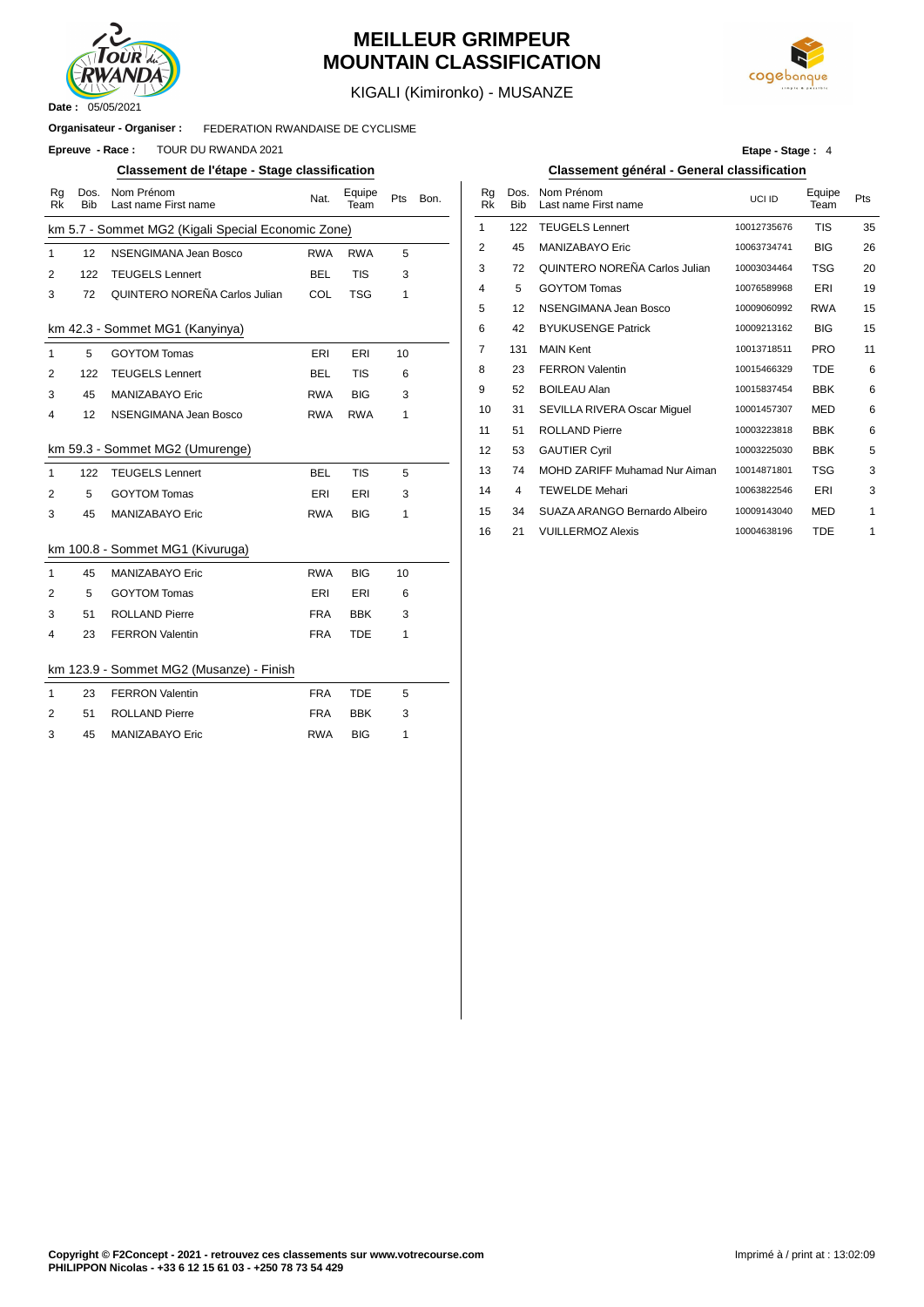# MEILLEUR GRIMPEUR
# MOUNTAIN CLASSIFICATION

KIGALI (Kimironko) - MUSANZE

**Date :** 05/05/2021

**Organisateur - Organiser :** FEDERATION RWANDAISE DE CYCLISME

**Epreuve - Race :** TOUR DU RWANDA 2021

**Etape - Stage :** 4

## Classement de l'étape - Stage classification

| Rg Rk | Dos. Bib | Nom Prénom Last name First name | Nat. | Equipe Team | Pts | Bon. |
|---|---|---|---|---|---|---|
| km 5.7 - Sommet MG2 (Kigali Special Economic Zone) | | | | | | |
| 1 | 12 | NSENGIMANA Jean Bosco | RWA | RWA | 5 | |
| 2 | 122 | TEUGELS Lennert | BEL | TIS | 3 | |
| 3 | 72 | QUINTERO NOREÑA Carlos Julian | COL | TSG | 1 | |
| km 42.3 - Sommet MG1 (Kanyinya) | | | | | | |
| 1 | 5 | GOYTOM Tomas | ERI | ERI | 10 | |
| 2 | 122 | TEUGELS Lennert | BEL | TIS | 6 | |
| 3 | 45 | MANIZABAYO Eric | RWA | BIG | 3 | |
| 4 | 12 | NSENGIMANA Jean Bosco | RWA | RWA | 1 | |
| km 59.3 - Sommet MG2 (Umurenge) | | | | | | |
| 1 | 122 | TEUGELS Lennert | BEL | TIS | 5 | |
| 2 | 5 | GOYTOM Tomas | ERI | ERI | 3 | |
| 3 | 45 | MANIZABAYO Eric | RWA | BIG | 1 | |
| km 100.8 - Sommet MG1 (Kivuruga) | | | | | | |
| 1 | 45 | MANIZABAYO Eric | RWA | BIG | 10 | |
| 2 | 5 | GOYTOM Tomas | ERI | ERI | 6 | |
| 3 | 51 | ROLLAND Pierre | FRA | BBK | 3 | |
| 4 | 23 | FERRON Valentin | FRA | TDE | 1 | |
| km 123.9 - Sommet MG2 (Musanze) - Finish | | | | | | |
| 1 | 23 | FERRON Valentin | FRA | TDE | 5 | |
| 2 | 51 | ROLLAND Pierre | FRA | BBK | 3 | |
| 3 | 45 | MANIZABAYO Eric | RWA | BIG | 1 | |

## Classement général - General classification

| Rg Rk | Dos. Bib | Nom Prénom Last name First name | UCI ID | Equipe Team | Pts |
|---|---|---|---|---|---|
| 1 | 122 | TEUGELS Lennert | 10012735676 | TIS | 35 |
| 2 | 45 | MANIZABAYO Eric | 10063734741 | BIG | 26 |
| 3 | 72 | QUINTERO NOREÑA Carlos Julian | 10003034464 | TSG | 20 |
| 4 | 5 | GOYTOM Tomas | 10076589968 | ERI | 19 |
| 5 | 12 | NSENGIMANA Jean Bosco | 10009060992 | RWA | 15 |
| 6 | 42 | BYUKUSENGE Patrick | 10009213162 | BIG | 15 |
| 7 | 131 | MAIN Kent | 10013718511 | PRO | 11 |
| 8 | 23 | FERRON Valentin | 10015466329 | TDE | 6 |
| 9 | 52 | BOILEAU Alan | 10015837454 | BBK | 6 |
| 10 | 31 | SEVILLA RIVERA Oscar Miguel | 10001457307 | MED | 6 |
| 11 | 51 | ROLLAND Pierre | 10003223818 | BBK | 6 |
| 12 | 53 | GAUTIER Cyril | 10003225030 | BBK | 5 |
| 13 | 74 | MOHD ZARIFF Muhamad Nur Aiman | 10014871801 | TSG | 3 |
| 14 | 4 | TEWELDE Mehari | 10063822546 | ERI | 3 |
| 15 | 34 | SUAZA ARANGO Bernardo Albeiro | 10009143040 | MED | 1 |
| 16 | 21 | VUILLERMOZ Alexis | 10004638196 | TDE | 1 |

**Copyright © F2Concept - 2021 - retrouvez ces classements sur www.votrecourse.com**
**PHILIPPON Nicolas - +33 6 12 15 61 03 - +250 78 73 54 429**

Imprimé à / print at : 13:02:09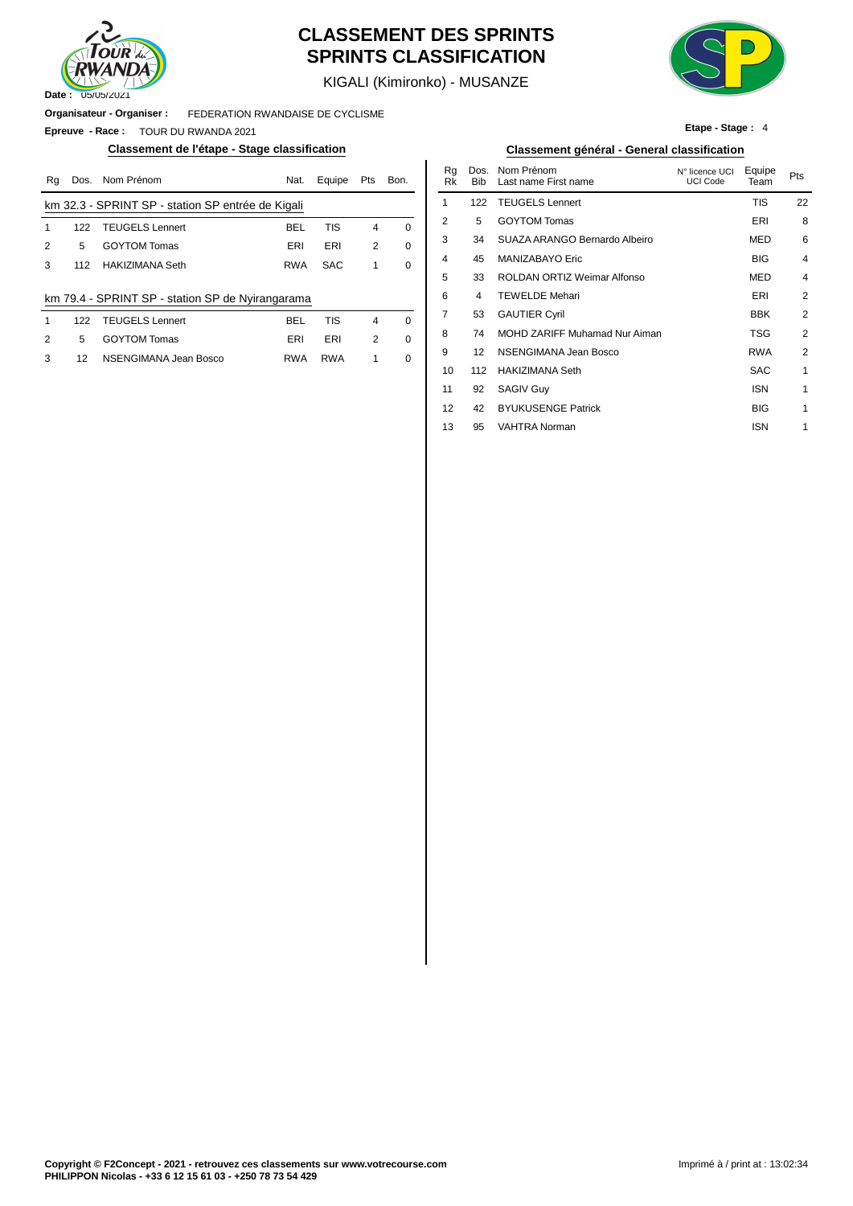# CLASSEMENT DES SPRINTS
# SPRINTS CLASSIFICATION

KIGALI (Kimironko) - MUSANZE

**Date :** 05/05/2021

**Organisateur - Organiser :** FEDERATION RWANDAISE DE CYCLISME

**Epreuve - Race :** TOUR DU RWANDA 2021

**Etape - Stage :** 4

## Classement de l'étape - Stage classification

km 32.3 - SPRINT SP - station SP entrée de Kigali

| Rg | Dos. | Nom Prénom | Nat. | Equipe | Pts | Bon. |
|---|---|---|---|---|---|---|
| 1 | 122 | TEUGELS Lennert | BEL | TIS | 4 | 0 |
| 2 | 5 | GOYTOM Tomas | ERI | ERI | 2 | 0 |
| 3 | 112 | HAKIZIMANA Seth | RWA | SAC | 1 | 0 |

km 79.4 - SPRINT SP - station SP de Nyirangarama

| Rg | Dos. | Nom Prénom | Nat. | Equipe | Pts | Bon. |
|---|---|---|---|---|---|---|
| 1 | 122 | TEUGELS Lennert | BEL | TIS | 4 | 0 |
| 2 | 5 | GOYTOM Tomas | ERI | ERI | 2 | 0 |
| 3 | 12 | NSENGIMANA Jean Bosco | RWA | RWA | 1 | 0 |

## Classement général - General classification

| Rg Rk | Dos. Bib | Nom Prénom Last name First name | N° licence UCI UCI Code | Equipe Team | Pts |
|---|---|---|---|---|---|
| 1 | 122 | TEUGELS Lennert | | TIS | 22 |
| 2 | 5 | GOYTOM Tomas | | ERI | 8 |
| 3 | 34 | SUAZA ARANGO Bernardo Albeiro | | MED | 6 |
| 4 | 45 | MANIZABAYO Eric | | BIG | 4 |
| 5 | 33 | ROLDAN ORTIZ Weimar Alfonso | | MED | 4 |
| 6 | 4 | TEWELDE Mehari | | ERI | 2 |
| 7 | 53 | GAUTIER Cyril | | BBK | 2 |
| 8 | 74 | MOHD ZARIFF Muhamad Nur Aiman | | TSG | 2 |
| 9 | 12 | NSENGIMANA Jean Bosco | | RWA | 2 |
| 10 | 112 | HAKIZIMANA Seth | | SAC | 1 |
| 11 | 92 | SAGIV Guy | | ISN | 1 |
| 12 | 42 | BYUKUSENGE Patrick | | BIG | 1 |
| 13 | 95 | VAHTRA Norman | | ISN | 1 |

**Copyright © F2Concept - 2021 - retrouvez ces classements sur www.votrecourse.com**
**PHILIPPON Nicolas - +33 6 12 15 61 03 - +250 78 73 54 429**

Imprimé à / print at : 13:02:34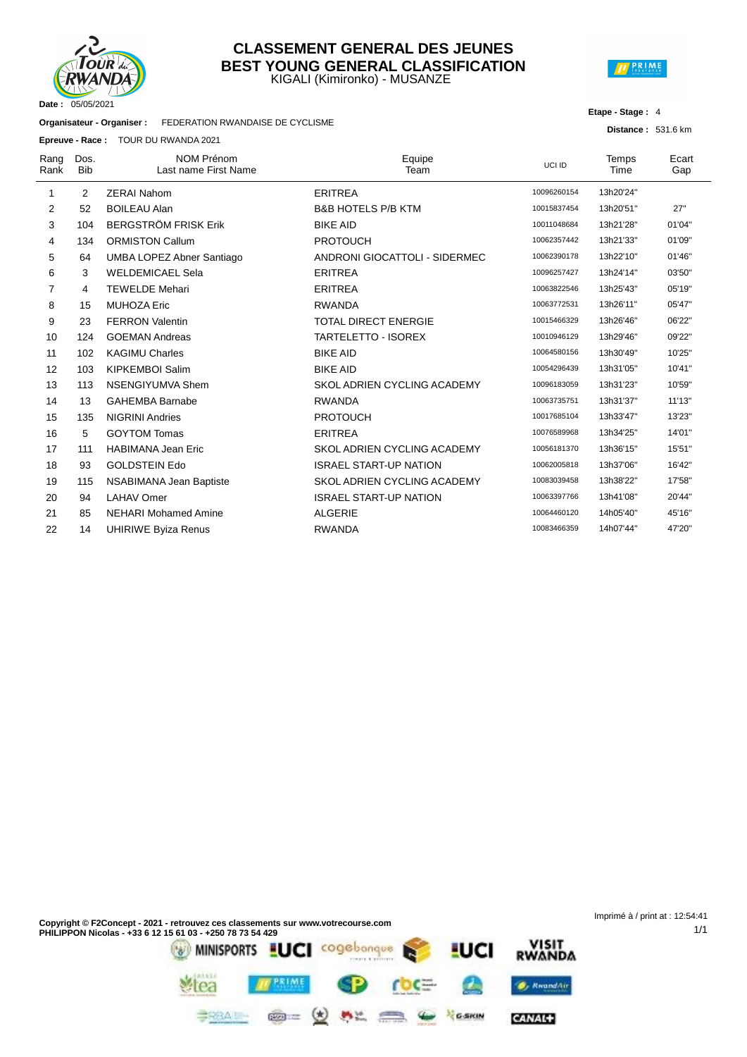# CLASSEMENT GENERAL DES JEUNES
# BEST YOUNG GENERAL CLASSIFICATION

KIGALI (Kimironko) - MUSANZE

**Date :** 05/05/2021

**Etape - Stage :** 4

**Organisateur - Organiser :** FEDERATION RWANDAISE DE CYCLISME

**Distance :** 531.6 km

**Epreuve - Race :** TOUR DU RWANDA 2021

| Rang Rank | Dos. Bib | NOM Prénom Last name First Name | Equipe Team | UCI ID | Temps Time | Ecart Gap |
|---|---|---|---|---|---|---|
| 1 | 2 | ZERAI Nahom | ERITREA | 10096260154 | 13h20'24'' | |
| 2 | 52 | BOILEAU Alan | B&B HOTELS P/B KTM | 10015837454 | 13h20'51'' | 27'' |
| 3 | 104 | BERGSTRÖM FRISK Erik | BIKE AID | 10011048684 | 13h21'28'' | 01'04'' |
| 4 | 134 | ORMISTON Callum | PROTOUCH | 10062357442 | 13h21'33'' | 01'09'' |
| 5 | 64 | UMBA LOPEZ Abner Santiago | ANDRONI GIOCATTOLI - SIDERMEC | 10062390178 | 13h22'10'' | 01'46'' |
| 6 | 3 | WELDEMICAEL Sela | ERITREA | 10096257427 | 13h24'14'' | 03'50'' |
| 7 | 4 | TEWELDE Mehari | ERITREA | 10063822546 | 13h25'43'' | 05'19'' |
| 8 | 15 | MUHOZA Eric | RWANDA | 10063772531 | 13h26'11'' | 05'47'' |
| 9 | 23 | FERRON Valentin | TOTAL DIRECT ENERGIE | 10015466329 | 13h26'46'' | 06'22'' |
| 10 | 124 | GOEMAN Andreas | TARTELETTO - ISOREX | 10010946129 | 13h29'46'' | 09'22'' |
| 11 | 102 | KAGIMU Charles | BIKE AID | 10064580156 | 13h30'49'' | 10'25'' |
| 12 | 103 | KIPKEMBOI Salim | BIKE AID | 10054296439 | 13h31'05'' | 10'41'' |
| 13 | 113 | NSENGIYUMVA Shem | SKOL ADRIEN CYCLING ACADEMY | 10096183059 | 13h31'23'' | 10'59'' |
| 14 | 13 | GAHEMBA Barnabe | RWANDA | 10063735751 | 13h31'37'' | 11'13'' |
| 15 | 135 | NIGRINI Andries | PROTOUCH | 10017685104 | 13h33'47'' | 13'23'' |
| 16 | 5 | GOYTOM Tomas | ERITREA | 10076589968 | 13h34'25'' | 14'01'' |
| 17 | 111 | HABIMANA Jean Eric | SKOL ADRIEN CYCLING ACADEMY | 10056181370 | 13h36'15'' | 15'51'' |
| 18 | 93 | GOLDSTEIN Edo | ISRAEL START-UP NATION | 10062005818 | 13h37'06'' | 16'42'' |
| 19 | 115 | NSABIMANA Jean Baptiste | SKOL ADRIEN CYCLING ACADEMY | 10083039458 | 13h38'22'' | 17'58'' |
| 20 | 94 | LAHAV Omer | ISRAEL START-UP NATION | 10063397766 | 13h41'08'' | 20'44'' |
| 21 | 85 | NEHARI Mohamed Amine | ALGERIE | 10064460120 | 14h05'40'' | 45'16'' |
| 22 | 14 | UHIRIWE Byiza Renus | RWANDA | 10083466359 | 14h07'44'' | 47'20'' |

**Copyright © F2Concept - 2021 - retrouvez ces classements sur www.votrecourse.com**
**PHILIPPON Nicolas - +33 6 12 15 61 03 - +250 78 73 54 429**

Imprimé à / print at : 12:54:41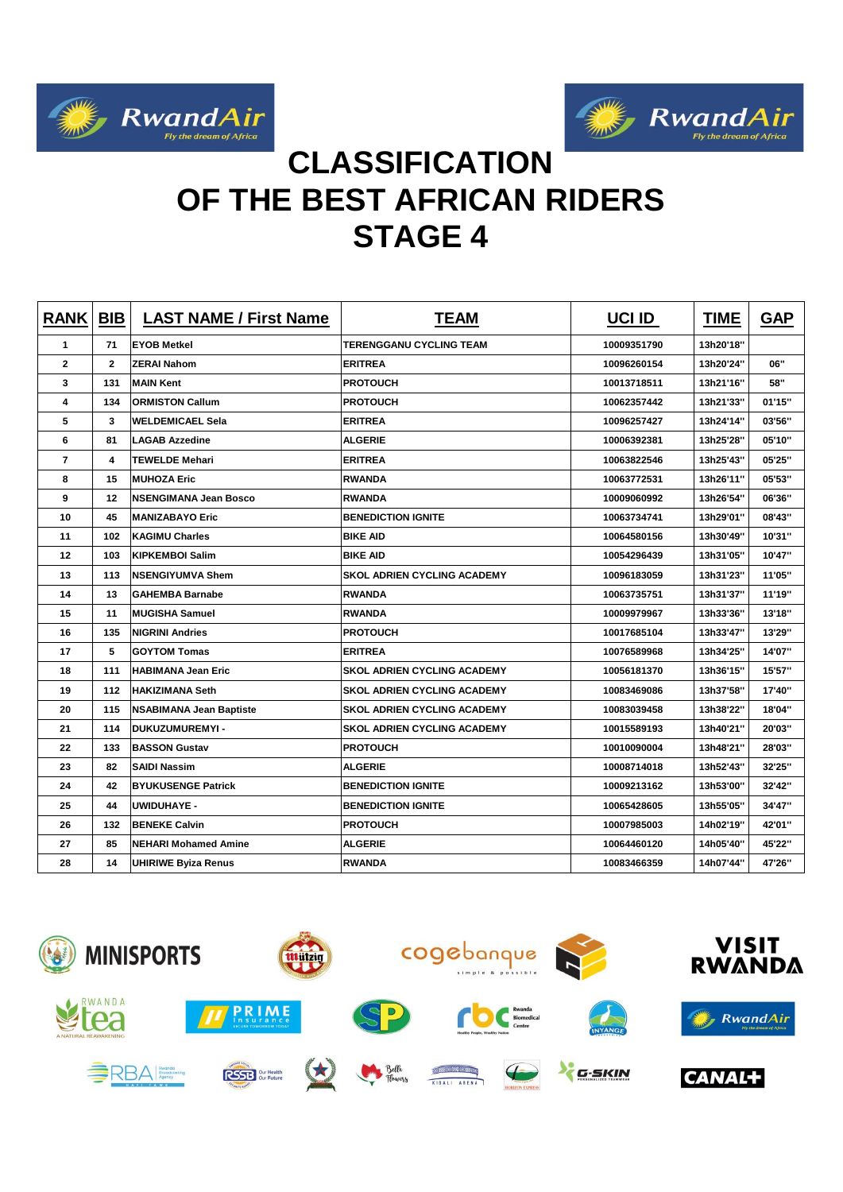# CLASSIFICATION OF THE BEST AFRICAN RIDERS STAGE 4

| RANK | BIB | LAST NAME / First Name | TEAM | UCI ID | TIME | GAP |
|---|---|---|---|---|---|---|
| 1 | 71 | EYOB Metkel | TERENGGANU CYCLING TEAM | 10009351790 | 13h20'18'' | |
| 2 | 2 | ZERAI Nahom | ERITREA | 10096260154 | 13h20'24'' | 06'' |
| 3 | 131 | MAIN Kent | PROTOUCH | 10013718511 | 13h21'16'' | 58'' |
| 4 | 134 | ORMISTON Callum | PROTOUCH | 10062357442 | 13h21'33'' | 01'15'' |
| 5 | 3 | WELDEMICAEL Sela | ERITREA | 10096257427 | 13h24'14'' | 03'56'' |
| 6 | 81 | LAGAB Azzedine | ALGERIE | 10006392381 | 13h25'28'' | 05'10'' |
| 7 | 4 | TEWELDE Mehari | ERITREA | 10063822546 | 13h25'43'' | 05'25'' |
| 8 | 15 | MUHOZA Eric | RWANDA | 10063772531 | 13h26'11'' | 05'53'' |
| 9 | 12 | NSENGIMANA Jean Bosco | RWANDA | 10009060992 | 13h26'54'' | 06'36'' |
| 10 | 45 | MANIZABAYO Eric | BENEDICTION IGNITE | 10063734741 | 13h29'01'' | 08'43'' |
| 11 | 102 | KAGIMU Charles | BIKE AID | 10064580156 | 13h30'49'' | 10'31'' |
| 12 | 103 | KIPKEMBOI Salim | BIKE AID | 10054296439 | 13h31'05'' | 10'47'' |
| 13 | 113 | NSENGIYUMVA Shem | SKOL ADRIEN CYCLING ACADEMY | 10096183059 | 13h31'23'' | 11'05'' |
| 14 | 13 | GAHEMBA Barnabe | RWANDA | 10063735751 | 13h31'37'' | 11'19'' |
| 15 | 11 | MUGISHA Samuel | RWANDA | 10009979967 | 13h33'36'' | 13'18'' |
| 16 | 135 | NIGRINI Andries | PROTOUCH | 10017685104 | 13h33'47'' | 13'29'' |
| 17 | 5 | GOYTOM Tomas | ERITREA | 10076589968 | 13h34'25'' | 14'07'' |
| 18 | 111 | HABIMANA Jean Eric | SKOL ADRIEN CYCLING ACADEMY | 10056181370 | 13h36'15'' | 15'57'' |
| 19 | 112 | HAKIZIMANA Seth | SKOL ADRIEN CYCLING ACADEMY | 10083469086 | 13h37'58'' | 17'40'' |
| 20 | 115 | NSABIMANA Jean Baptiste | SKOL ADRIEN CYCLING ACADEMY | 10083039458 | 13h38'22'' | 18'04'' |
| 21 | 114 | DUKUZUMUREMYI - | SKOL ADRIEN CYCLING ACADEMY | 10015589193 | 13h40'21'' | 20'03'' |
| 22 | 133 | BASSON Gustav | PROTOUCH | 10010090004 | 13h48'21'' | 28'03'' |
| 23 | 82 | SAIDI Nassim | ALGERIE | 10008714018 | 13h52'43'' | 32'25'' |
| 24 | 42 | BYUKUSENGE Patrick | BENEDICTION IGNITE | 10009213162 | 13h53'00'' | 32'42'' |
| 25 | 44 | UWIDUHAYE - | BENEDICTION IGNITE | 10065428605 | 13h55'05'' | 34'47'' |
| 26 | 132 | BENEKE Calvin | PROTOUCH | 10007985003 | 14h02'19'' | 42'01'' |
| 27 | 85 | NEHARI Mohamed Amine | ALGERIE | 10064460120 | 14h05'40'' | 45'22'' |
| 28 | 14 | UHIRIWE Byiza Renus | RWANDA | 10083466359 | 14h07'44'' | 47'26'' |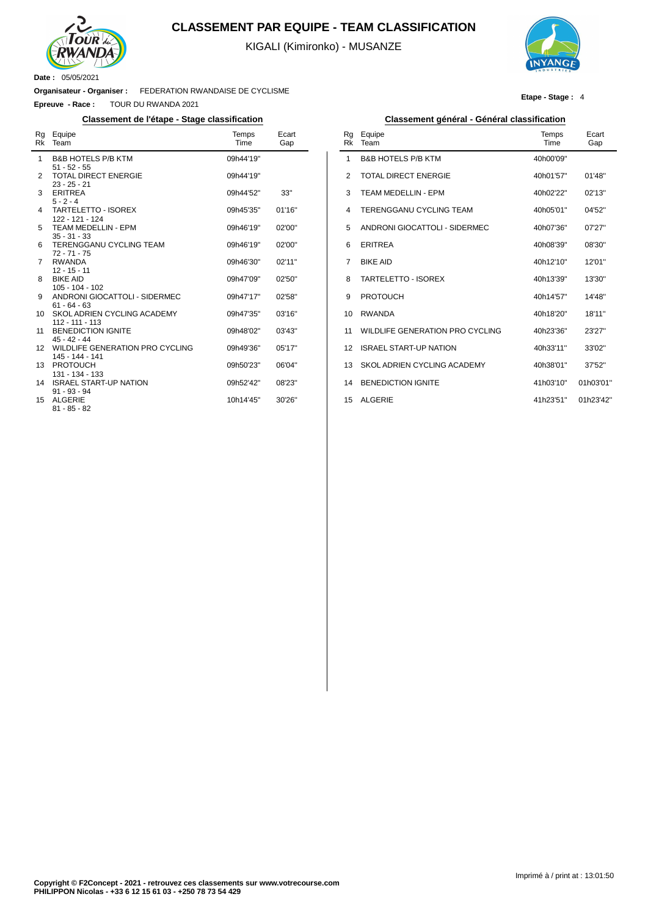# CLASSEMENT PAR EQUIPE - TEAM CLASSIFICATION

KIGALI (Kimironko) - MUSANZE

**Date :** 05/05/2021

**Organisateur - Organiser :** FEDERATION RWANDAISE DE CYCLISME

**Epreuve - Race :** TOUR DU RWANDA 2021

**Etape - Stage :** 4

### Classement de l'étape - Stage classification

| Rg Rk | Equipe Team | Temps Time | Ecart Gap |
|---|---|---|---|
| 1 | B&B HOTELS P/B KTM<br>51 - 52 - 55 | 09h44'19'' | |
| 2 | TOTAL DIRECT ENERGIE<br>23 - 25 - 21 | 09h44'19'' | |
| 3 | ERITREA<br>5 - 2 - 4 | 09h44'52'' | 33'' |
| 4 | TARTELETTO - ISOREX<br>122 - 121 - 124 | 09h45'35'' | 01'16'' |
| 5 | TEAM MEDELLIN - EPM<br>35 - 31 - 33 | 09h46'19'' | 02'00'' |
| 6 | TERENGGANU CYCLING TEAM<br>72 - 71 - 75 | 09h46'19'' | 02'00'' |
| 7 | RWANDA<br>12 - 15 - 11 | 09h46'30'' | 02'11'' |
| 8 | BIKE AID<br>105 - 104 - 102 | 09h47'09'' | 02'50'' |
| 9 | ANDRONI GIOCATTOLI - SIDERMEC<br>61 - 64 - 63 | 09h47'17'' | 02'58'' |
| 10 | SKOL ADRIEN CYCLING ACADEMY<br>112 - 111 - 113 | 09h47'35'' | 03'16'' |
| 11 | BENEDICTION IGNITE<br>45 - 42 - 44 | 09h48'02'' | 03'43'' |
| 12 | WILDLIFE GENERATION PRO CYCLING<br>145 - 144 - 141 | 09h49'36'' | 05'17'' |
| 13 | PROTOUCH<br>131 - 134 - 133 | 09h50'23'' | 06'04'' |
| 14 | ISRAEL START-UP NATION<br>91 - 93 - 94 | 09h52'42'' | 08'23'' |
| 15 | ALGERIE<br>81 - 85 - 82 | 10h14'45'' | 30'26'' |

### Classement général - Général classification

| Rg Rk | Equipe Team | Temps Time | Ecart Gap |
|---|---|---|---|
| 1 | B&B HOTELS P/B KTM | 40h00'09'' | |
| 2 | TOTAL DIRECT ENERGIE | 40h01'57'' | 01'48'' |
| 3 | TEAM MEDELLIN - EPM | 40h02'22'' | 02'13'' |
| 4 | TERENGGANU CYCLING TEAM | 40h05'01'' | 04'52'' |
| 5 | ANDRONI GIOCATTOLI - SIDERMEC | 40h07'36'' | 07'27'' |
| 6 | ERITREA | 40h08'39'' | 08'30'' |
| 7 | BIKE AID | 40h12'10'' | 12'01'' |
| 8 | TARTELETTO - ISOREX | 40h13'39'' | 13'30'' |
| 9 | PROTOUCH | 40h14'57'' | 14'48'' |
| 10 | RWANDA | 40h18'20'' | 18'11'' |
| 11 | WILDLIFE GENERATION PRO CYCLING | 40h23'36'' | 23'27'' |
| 12 | ISRAEL START-UP NATION | 40h33'11'' | 33'02'' |
| 13 | SKOL ADRIEN CYCLING ACADEMY | 40h38'01'' | 37'52'' |
| 14 | BENEDICTION IGNITE | 41h03'10'' | 01h03'01'' |
| 15 | ALGERIE | 41h23'51'' | 01h23'42'' |

Imprimé à / print at : 13:01:50

**Copyright © F2Concept - 2021 - retrouvez ces classements sur www.votrecourse.com**
**PHILIPPON Nicolas - +33 6 12 15 61 03 - +250 78 73 54 429**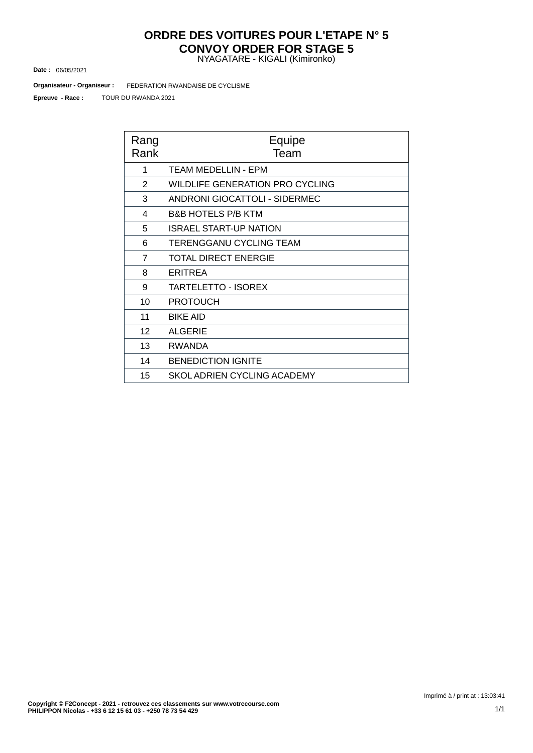# ORDRE DES VOITURES POUR L'ETAPE N° 5
# CONVOY ORDER FOR STAGE 5

NYAGATARE - KIGALI (Kimironko)

**Date :** 06/05/2021

**Organisateur - Organiseur :** FEDERATION RWANDAISE DE CYCLISME

**Epreuve - Race :** TOUR DU RWANDA 2021

| Rang<br>Rank | Equipe<br>Team |
|---|---|
| 1 | TEAM MEDELLIN - EPM |
| 2 | WILDLIFE GENERATION PRO CYCLING |
| 3 | ANDRONI GIOCATTOLI - SIDERMEC |
| 4 | B&B HOTELS P/B KTM |
| 5 | ISRAEL START-UP NATION |
| 6 | TERENGGANU CYCLING TEAM |
| 7 | TOTAL DIRECT ENERGIE |
| 8 | ERITREA |
| 9 | TARTELETTO - ISOREX |
| 10 | PROTOUCH |
| 11 | BIKE AID |
| 12 | ALGERIE |
| 13 | RWANDA |
| 14 | BENEDICTION IGNITE |
| 15 | SKOL ADRIEN CYCLING ACADEMY |

Imprimé à / print at : 13:03:41

**Copyright © F2Concept - 2021 - retrouvez ces classements sur www.votrecourse.com**
**PHILIPPON Nicolas - +33 6 12 15 61 03 - +250 78 73 54 429**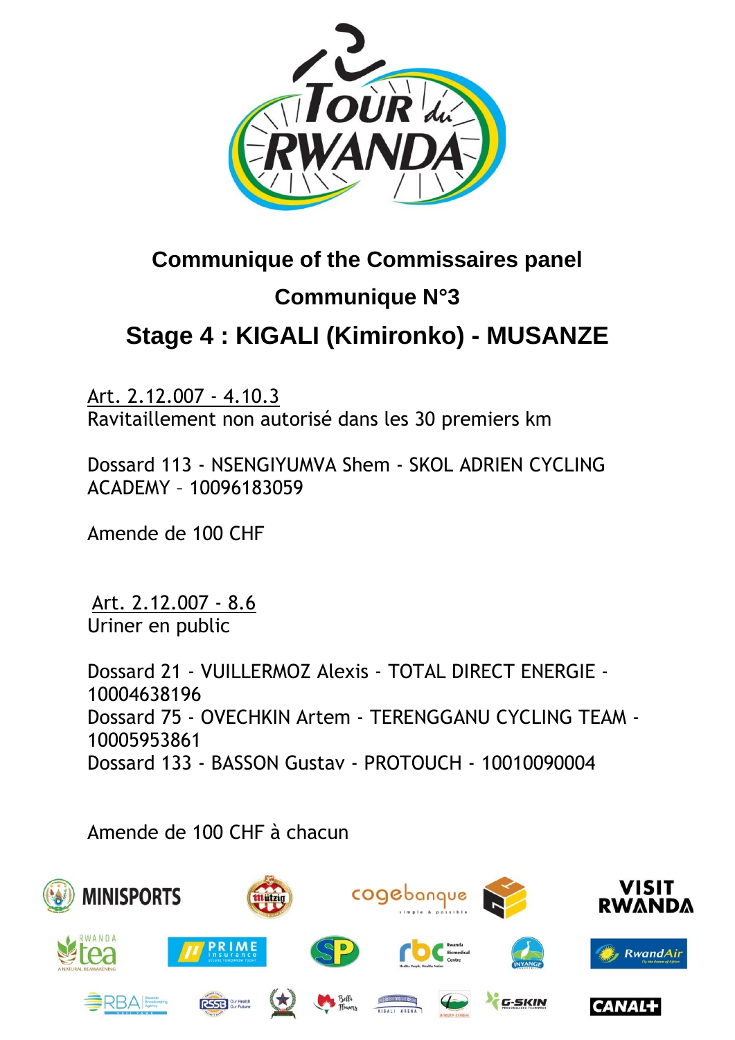## Communique of the Commissaires panel

## Communique N°3

# Stage 4 : KIGALI (Kimironko) - MUSANZE

Art. 2.12.007 - 4.10.3
Ravitaillement non autorisé dans les 30 premiers km

Dossard 113 - NSENGIYUMVA Shem - SKOL ADRIEN CYCLING ACADEMY – 10096183059

Amende de 100 CHF

Art. 2.12.007 - 8.6
Uriner en public

Dossard 21 - VUILLERMOZ Alexis - TOTAL DIRECT ENERGIE - 10004638196
Dossard 75 - OVECHKIN Artem - TERENGGANU CYCLING TEAM - 10005953861
Dossard 133 - BASSON Gustav - PROTOUCH - 10010090004

Amende de 100 CHF à chacun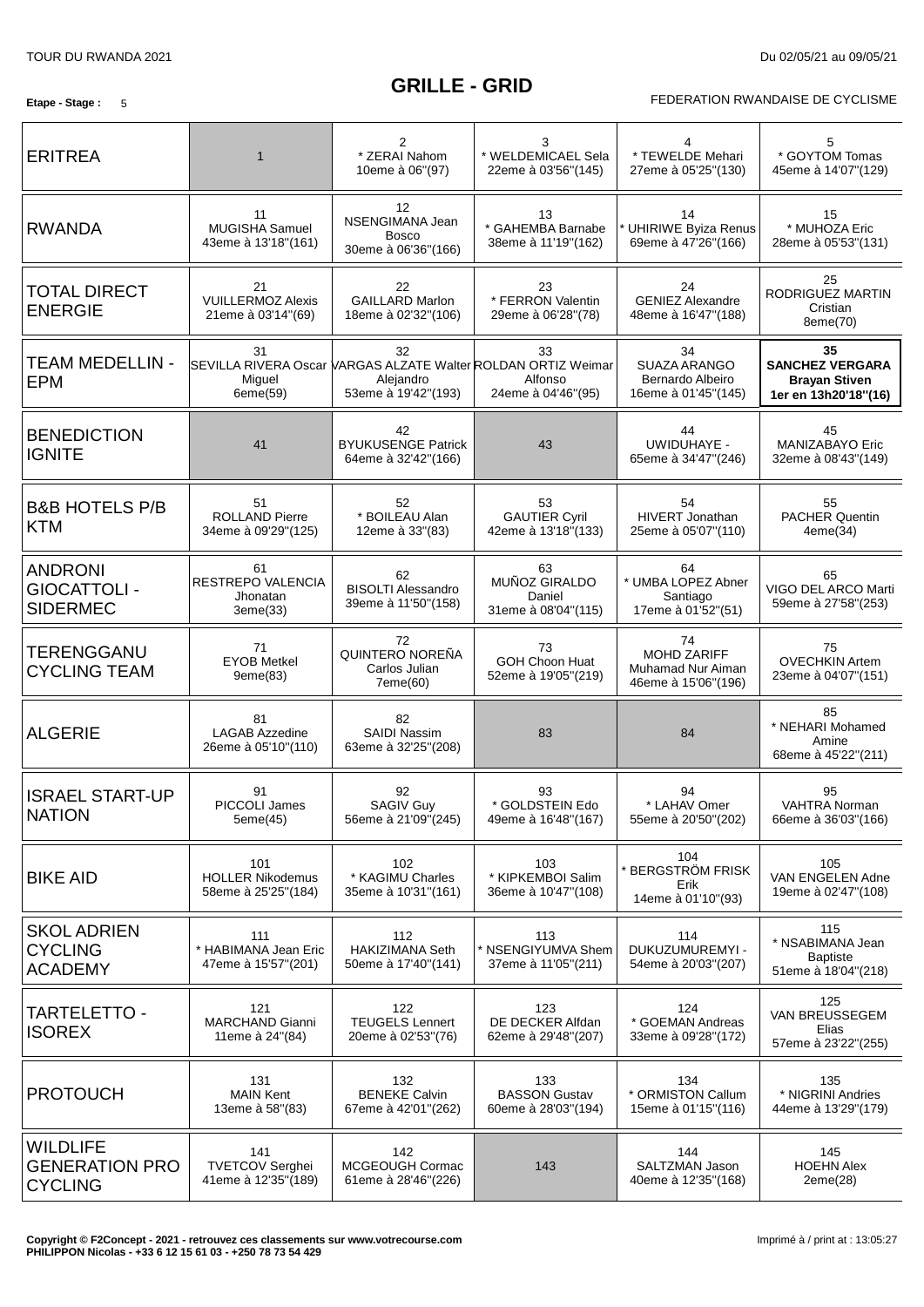TOUR DU RWANDA 2021 — Du 02/05/21 au 09/05/21

# GRILLE - GRID

**Etape - Stage :** 5

FEDERATION RWANDAISE DE CYCLISME

| | | | | | |
|---|---|---|---|---|---|
| ERITREA | 1 | 2 * ZERAI Nahom 10eme à 06''(97) | 3 * WELDEMICAEL Sela 22eme à 03'56''(145) | 4 * TEWELDE Mehari 27eme à 05'25''(130) | 5 * GOYTOM Tomas 45eme à 14'07''(129) |
| RWANDA | 11 MUGISHA Samuel 43eme à 13'18''(161) | 12 NSENGIMANA Jean Bosco 30eme à 06'36''(166) | 13 * GAHEMBA Barnabe 38eme à 11'19''(162) | 14 * UHIRIWE Byiza Renus 69eme à 47'26''(166) | 15 * MUHOZA Eric 28eme à 05'53''(131) |
| TOTAL DIRECT ENERGIE | 21 VUILLERMOZ Alexis 21eme à 03'14''(69) | 22 GAILLARD Marlon 18eme à 02'32''(106) | 23 * FERRON Valentin 29eme à 06'28''(78) | 24 GENIEZ Alexandre 48eme à 16'47''(188) | 25 RODRIGUEZ MARTIN Cristian 8eme(70) |
| TEAM MEDELLIN - EPM | 31 SEVILLA RIVERA Oscar Miguel 6eme(59) | 32 VARGAS ALZATE Walter Alejandro 53eme à 19'42''(193) | 33 ROLDAN ORTIZ Weimar Alfonso 24eme à 04'46''(95) | 34 SUAZA ARANGO Bernardo Albeiro 16eme à 01'45''(145) | **35 SANCHEZ VERGARA Brayan Stiven 1er en 13h20'18''(16)** |
| BENEDICTION IGNITE | 41 | 42 BYUKUSENGE Patrick 64eme à 32'42''(166) | 43 | 44 UWIDUHAYE - 65eme à 34'47''(246) | 45 MANIZABAYO Eric 32eme à 08'43''(149) |
| B&B HOTELS P/B KTM | 51 ROLLAND Pierre 34eme à 09'29''(125) | 52 * BOILEAU Alan 12eme à 33''(83) | 53 GAUTIER Cyril 42eme à 13'18''(133) | 54 HIVERT Jonathan 25eme à 05'07''(110) | 55 PACHER Quentin 4eme(34) |
| ANDRONI GIOCATTOLI - SIDERMEC | 61 RESTREPO VALENCIA Jhonatan 3eme(33) | 62 BISOLTI Alessandro 39eme à 11'50''(158) | 63 MUÑOZ GIRALDO Daniel 31eme à 08'04''(115) | 64 * UMBA LOPEZ Abner Santiago 17eme à 01'52''(51) | 65 VIGO DEL ARCO Marti 59eme à 27'58''(253) |
| TERENGGANU CYCLING TEAM | 71 EYOB Metkel 9eme(83) | 72 QUINTERO NOREÑA Carlos Julian 7eme(60) | 73 GOH Choon Huat 52eme à 19'05''(219) | 74 MOHD ZARIFF Muhamad Nur Aiman 46eme à 15'06''(196) | 75 OVECHKIN Artem 23eme à 04'07''(151) |
| ALGERIE | 81 LAGAB Azzedine 26eme à 05'10''(110) | 82 SAIDI Nassim 63eme à 32'25''(208) | 83 | 84 | 85 * NEHARI Mohamed Amine 68eme à 45'22''(211) |
| ISRAEL START-UP NATION | 91 PICCOLI James 5eme(45) | 92 SAGIV Guy 56eme à 21'09''(245) | 93 * GOLDSTEIN Edo 49eme à 16'48''(167) | 94 * LAHAV Omer 55eme à 20'50''(202) | 95 VAHTRA Norman 66eme à 36'03''(166) |
| BIKE AID | 101 HOLLER Nikodemus 58eme à 25'25''(184) | 102 * KAGIMU Charles 35eme à 10'31''(161) | 103 * KIPKEMBOI Salim 36eme à 10'47''(108) | 104 * BERGSTRÖM FRISK Erik 14eme à 01'10''(93) | 105 VAN ENGELEN Adne 19eme à 02'47''(108) |
| SKOL ADRIEN CYCLING ACADEMY | 111 * HABIMANA Jean Eric 47eme à 15'57''(201) | 112 HAKIZIMANA Seth 50eme à 17'40''(141) | 113 * NSENGIYUMVA Shem 37eme à 11'05''(211) | 114 DUKUZUMUREMYI - 54eme à 20'03''(207) | 115 * NSABIMANA Jean Baptiste 51eme à 18'04''(218) |
| TARTELETTO - ISOREX | 121 MARCHAND Gianni 11eme à 24''(84) | 122 TEUGELS Lennert 20eme à 02'53''(76) | 123 DE DECKER Alfdan 62eme à 29'48''(207) | 124 * GOEMAN Andreas 33eme à 09'28''(172) | 125 VAN BREUSSEGEM Elias 57eme à 23'22''(255) |
| PROTOUCH | 131 MAIN Kent 13eme à 58''(83) | 132 BENEKE Calvin 67eme à 42'01''(262) | 133 BASSON Gustav 60eme à 28'03''(194) | 134 * ORMISTON Callum 15eme à 01'15''(116) | 135 * NIGRINI Andries 44eme à 13'29''(179) |
| WILDLIFE GENERATION PRO CYCLING | 141 TVETCOV Serghei 41eme à 12'35''(189) | 142 MCGEOUGH Cormac 61eme à 28'46''(226) | 143 | 144 SALTZMAN Jason 40eme à 12'35''(168) | 145 HOEHN Alex 2eme(28) |

**Copyright © F2Concept - 2021 - retrouvez ces classements sur www.votrecourse.com**
**PHILIPPON Nicolas - +33 6 12 15 61 03 - +250 78 73 54 429**

Imprimé à / print at : 13:05:27